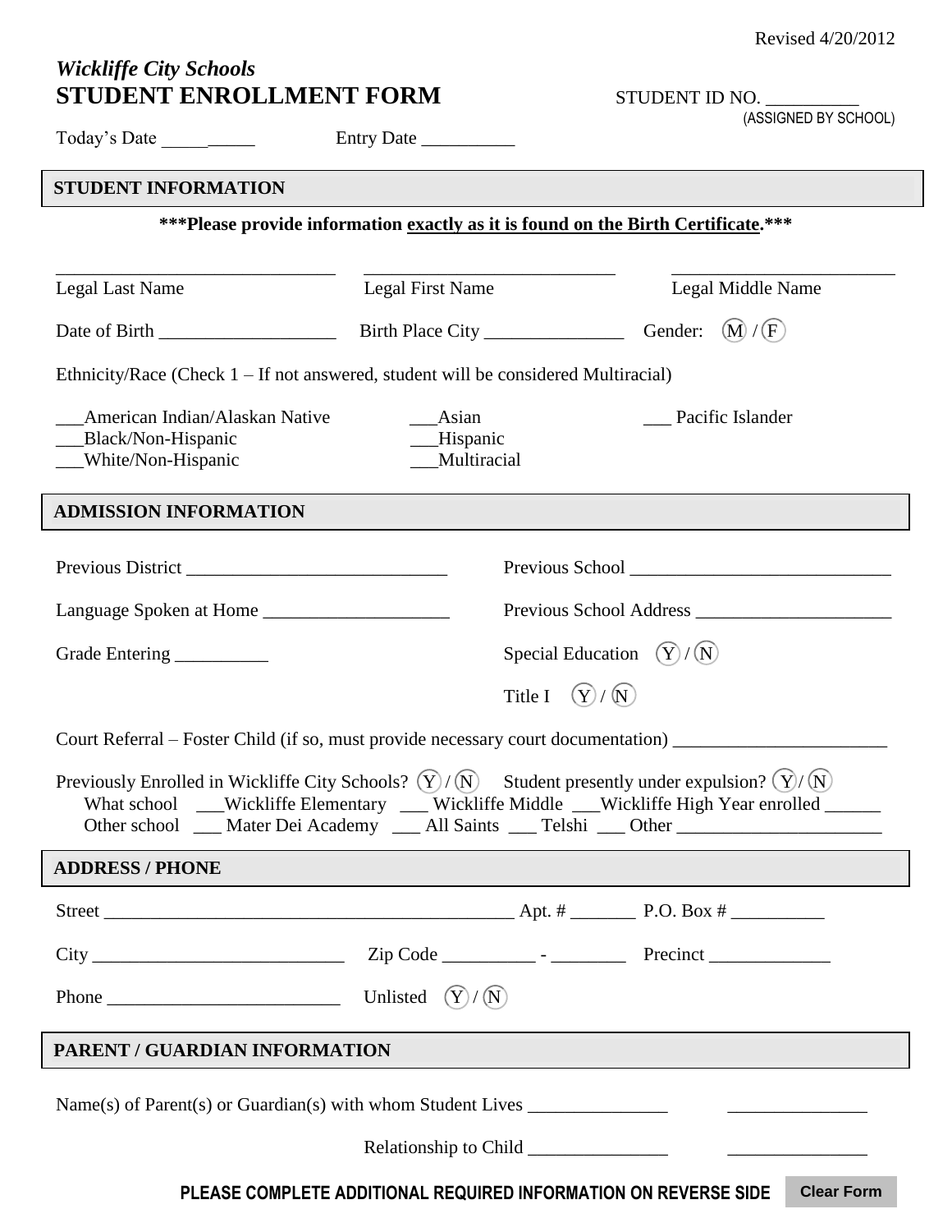Revised 4/20/2012

# *Wickliffe City Schools*
# STUDENT ENROLLMENT FORM

STUDENT ID NO. __________
(ASSIGNED BY SCHOOL)

Today's Date __________ Entry Date __________

## STUDENT INFORMATION

**\*\*\*Please provide information exactly as it is found on the Birth Certificate.\*\*\***

______________________________ Legal Last Name

______________________________ Legal First Name

______________________________ Legal Middle Name

Date of Birth ___________________ Birth Place City _______________ Gender: (M) / (F)

Ethnicity/Race (Check 1 – If not answered, student will be considered Multiracial)

___American Indian/Alaskan Native ___Asian ___ Pacific Islander
___Black/Non-Hispanic ___Hispanic
___White/Non-Hispanic ___Multiracial

## ADMISSION INFORMATION

Previous District ____________________________ Previous School ____________________________

Language Spoken at Home ____________________ Previous School Address _____________________

Grade Entering __________ Special Education (Y) / (N)

Title I (Y) / (N)

Court Referral – Foster Child (if so, must provide necessary court documentation) _______________________

Previously Enrolled in Wickliffe City Schools? (Y) / (N) Student presently under expulsion? (Y) / (N)
What school ___Wickliffe Elementary ___ Wickliffe Middle ___Wickliffe High Year enrolled ______
Other school ___ Mater Dei Academy ___ All Saints ___ Telshi ___ Other ______________________

## ADDRESS / PHONE

Street ____________________________________________ Apt. # _______ P.O. Box # __________

City ___________________________ Zip Code __________ - ________ Precinct _____________

Phone _________________________ Unlisted (Y) / (N)

## PARENT / GUARDIAN INFORMATION

Name(s) of Parent(s) or Guardian(s) with whom Student Lives _______________ _______________

Relationship to Child _______________ _______________

**PLEASE COMPLETE ADDITIONAL REQUIRED INFORMATION ON REVERSE SIDE**

Clear Form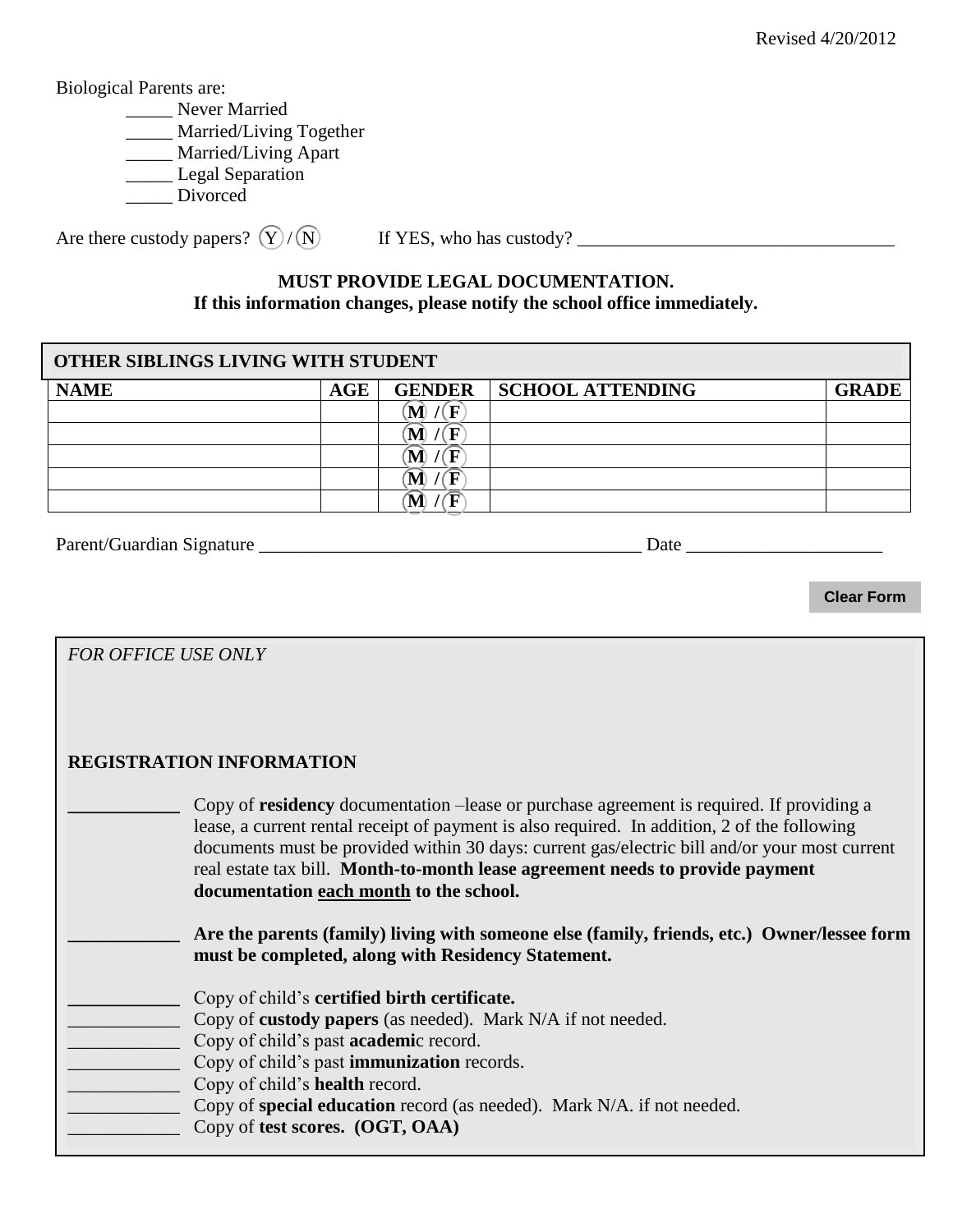Revised 4/20/2012

Biological Parents are:

_____ Never Married
_____ Married/Living Together
_____ Married/Living Apart
_____ Legal Separation
_____ Divorced

Are there custody papers? (Y) / (N) If YES, who has custody? ___________________________________

**MUST PROVIDE LEGAL DOCUMENTATION.**
**If this information changes, please notify the school office immediately.**

**OTHER SIBLINGS LIVING WITH STUDENT**

| NAME | AGE | GENDER | SCHOOL ATTENDING | GRADE |
|---|---|---|---|---|
| | | M / F | | |
| | | M / F | | |
| | | M / F | | |
| | | M / F | | |
| | | M / F | | |

Parent/Guardian Signature __________________________________________ Date ______________________

Clear Form

*FOR OFFICE USE ONLY*

**REGISTRATION INFORMATION**

____________ Copy of **residency** documentation –lease or purchase agreement is required. If providing a lease, a current rental receipt of payment is also required. In addition, 2 of the following documents must be provided within 30 days: current gas/electric bill and/or your most current real estate tax bill. **Month-to-month lease agreement needs to provide payment documentation <u>each month</u> to the school.**

____________ **Are the parents (family) living with someone else (family, friends, etc.) Owner/lessee form must be completed, along with Residency Statement.**

____________ Copy of child's **certified birth certificate.**
____________ Copy of **custody papers** (as needed). Mark N/A if not needed.
____________ Copy of child's past **academi**c record.
____________ Copy of child's past **immunization** records.
____________ Copy of child's **health** record.
____________ Copy of **special education** record (as needed). Mark N/A. if not needed.
____________ Copy of **test scores. (OGT, OAA)**